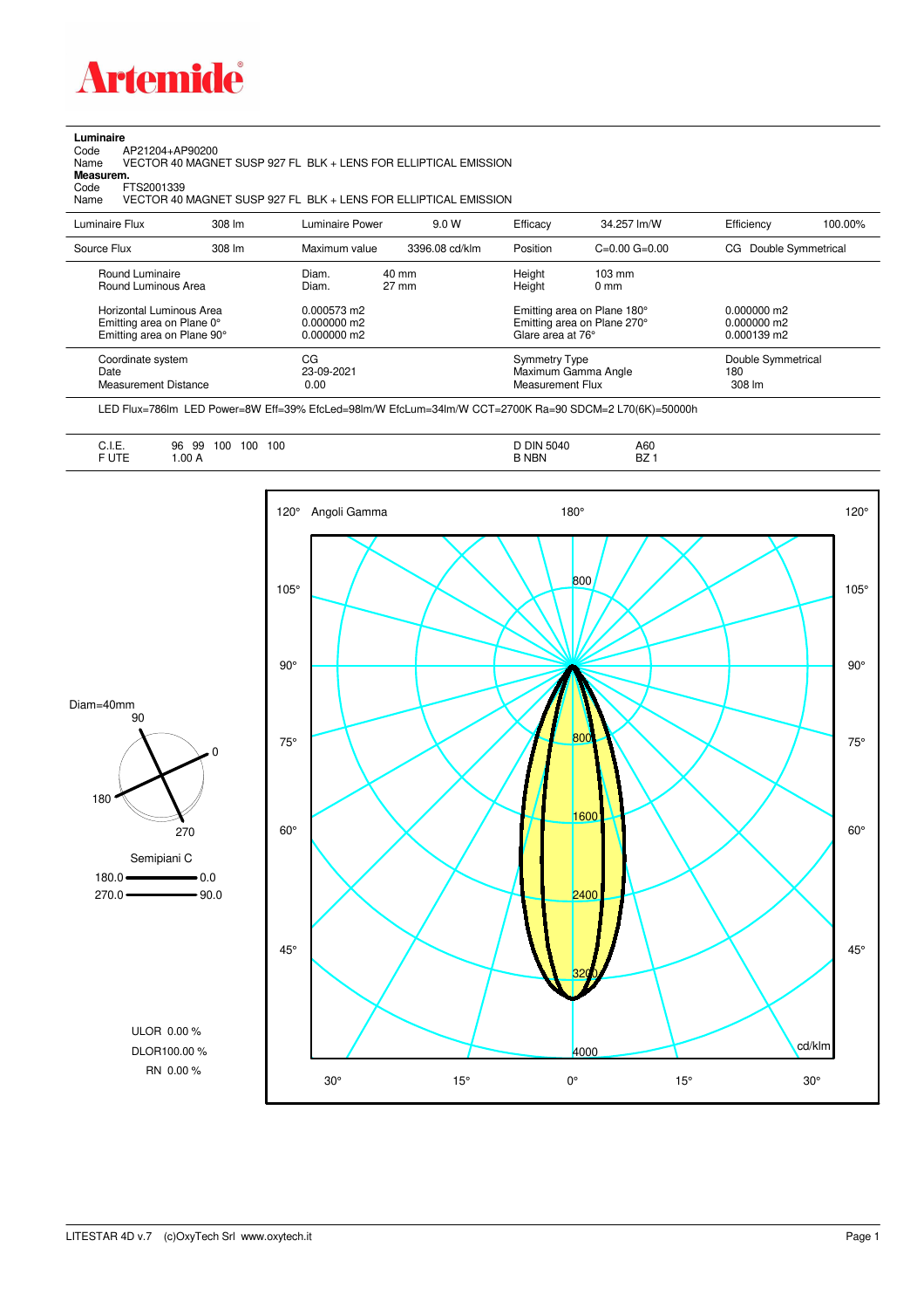**Artemide**

**Luminaire**

Code AP21204+AP90200

Name VECTOR 40 MAGNET SUSP 927 FL BLK + LENS FOR ELLIPTICAL EMISSION

**Measurem.**

Code FTS2001339

Name VECTOR 40 MAGNET SUSP 927 FL BLK + LENS FOR ELLIPTICAL EMISSION

| Luminaire Flux | 308 lm | Luminaire Power | 9.0 W | Efficacy | 34.257 lm/W | Efficiency | 100.00% |
|---|---|---|---|---|---|---|---|
| Source Flux | 308 lm | Maximum value | 3396.08 cd/klm | Position | C=0.00 G=0.00 | CG Double Symmetrical | |

| | | | | |
|---|---|---|---|---|
| Round Luminaire | Diam. 40 mm | Height 103 mm | | |
| Round Luminous Area | Diam. 27 mm | Height 0 mm | | |
| Horizontal Luminous Area | 0.000573 m2 | Emitting area on Plane 180° | 0.000000 m2 | |
| Emitting area on Plane 0° | 0.000000 m2 | Emitting area on Plane 270° | 0.000000 m2 | |
| Emitting area on Plane 90° | 0.000000 m2 | Glare area at 76° | 0.000139 m2 | |

| | | | |
|---|---|---|---|
| Coordinate system | CG | Symmetry Type | Double Symmetrical |
| Date | 23-09-2021 | Maximum Gamma Angle | 180 |
| Measurement Distance | 0.00 | Measurement Flux | 308 lm |

LED Flux=786lm LED Power=8W Eff=39% EfcLed=98lm/W EfcLum=34lm/W CCT=2700K Ra=90 SDCM=2 L70(6K)=50000h

| | | | |
|---|---|---|---|
| C.I.E. | 96 99 100 100 100 | D DIN 5040 | A60 |
| F UTE | 1.00 A | B NBN | BZ 1 |

Diam=40mm

Semipiani C

180.0 — 0.0

270.0 — 90.0

ULOR 0.00 %

DLOR100.00 %

RN 0.00 %

Angoli Gamma — cd/klm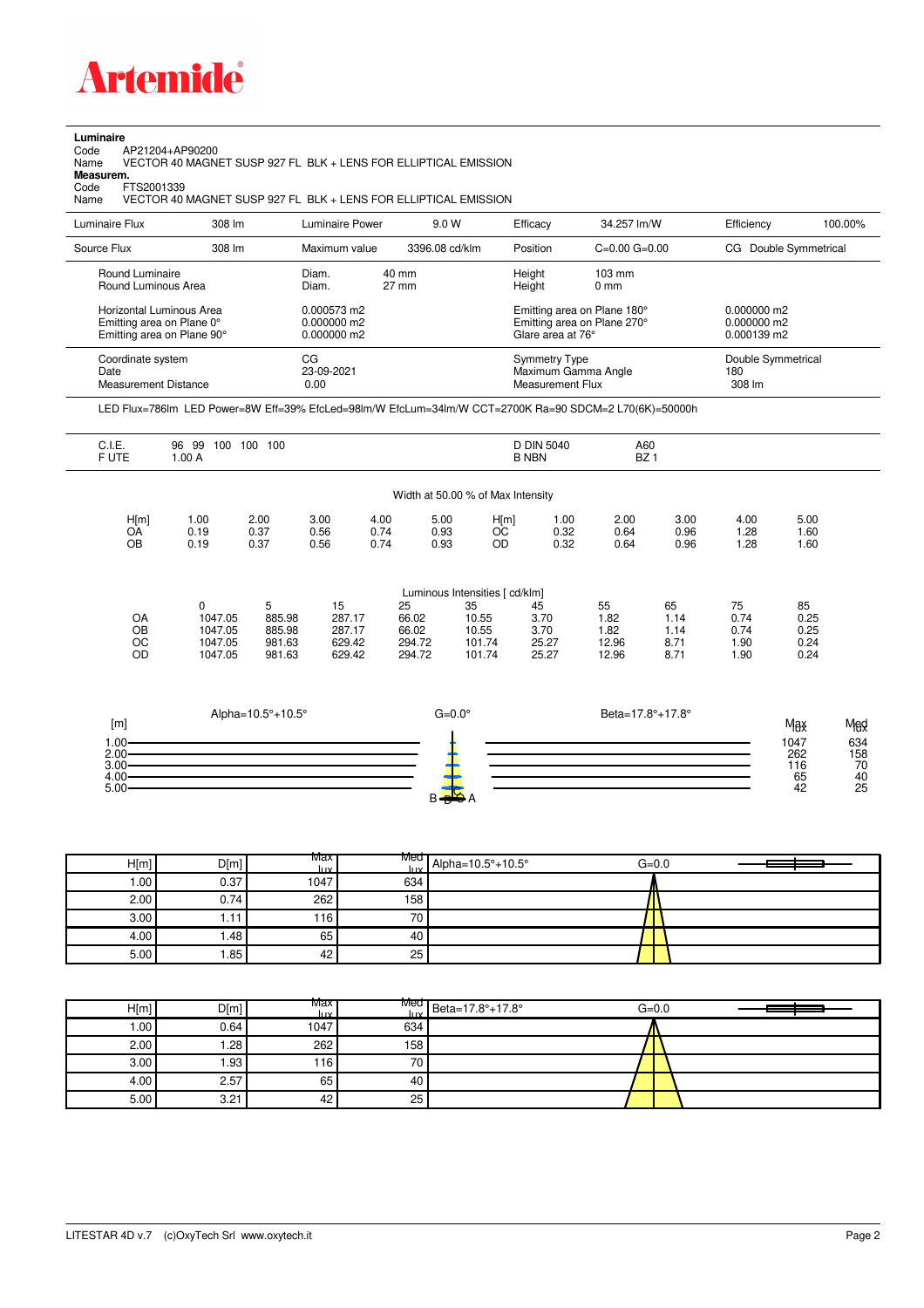Artemide

**Luminaire**

Code AP21204+AP90200

Name VECTOR 40 MAGNET SUSP 927 FL BLK + LENS FOR ELLIPTICAL EMISSION

**Measurem.**

Code FTS2001339

Name VECTOR 40 MAGNET SUSP 927 FL BLK + LENS FOR ELLIPTICAL EMISSION

| | | | | | | | |
|---|---|---|---|---|---|---|---|
| Luminaire Flux | 308 lm | Luminaire Power | 9.0 W | Efficacy | 34.257 lm/W | Efficiency | 100.00% |
| Source Flux | 308 lm | Maximum value | 3396.08 cd/klm | Position | C=0.00 G=0.00 | CG | Double Symmetrical |

| | | | | | |
|---|---|---|---|---|---|
| Round Luminaire | Diam. | 40 mm | Height | 103 mm | |
| Round Luminous Area | Diam. | 27 mm | Height | 0 mm | |
| Horizontal Luminous Area | 0.000573 m2 | | Emitting area on Plane 180° | | 0.000000 m2 |
| Emitting area on Plane 0° | 0.000000 m2 | | Emitting area on Plane 270° | | 0.000000 m2 |
| Emitting area on Plane 90° | 0.000000 m2 | | Glare area at 76° | | 0.000139 m2 |
| Coordinate system | CG | | Symmetry Type | | Double Symmetrical |
| Date | 23-09-2021 | | Maximum Gamma Angle | | 180 |
| Measurement Distance | 0.00 | | Measurement Flux | | 308 lm |

LED Flux=786lm LED Power=8W Eff=39% EfcLed=98lm/W EfcLum=34lm/W CCT=2700K Ra=90 SDCM=2 L70(6K)=50000h

| | | | |
|---|---|---|---|
| C.I.E. | 96 99 100 100 100 | D DIN 5040 | A60 |
| F UTE | 1.00 A | B NBN | BZ 1 |

Width at 50.00 % of Max Intensity

| H[m] | 1.00 | 2.00 | 3.00 | 4.00 | 5.00 | H[m] | 1.00 | 2.00 | 3.00 | 4.00 | 5.00 |
|---|---|---|---|---|---|---|---|---|---|---|---|
| OA | 0.19 | 0.37 | 0.56 | 0.74 | 0.93 | OC | 0.32 | 0.64 | 0.96 | 1.28 | 1.60 |
| OB | 0.19 | 0.37 | 0.56 | 0.74 | 0.93 | OD | 0.32 | 0.64 | 0.96 | 1.28 | 1.60 |

Luminous Intensities [ cd/klm]

| | 0 | 5 | 15 | 25 | 35 | 45 | 55 | 65 | 75 | 85 |
|---|---|---|---|---|---|---|---|---|---|---|
| OA | 1047.05 | 885.98 | 287.17 | 66.02 | 10.55 | 3.70 | 1.82 | 1.14 | 0.74 | 0.25 |
| OB | 1047.05 | 885.98 | 287.17 | 66.02 | 10.55 | 3.70 | 1.82 | 1.14 | 0.74 | 0.25 |
| OC | 1047.05 | 981.63 | 629.42 | 294.72 | 101.74 | 25.27 | 12.96 | 8.71 | 1.90 | 0.24 |
| OD | 1047.05 | 981.63 | 629.42 | 294.72 | 101.74 | 25.27 | 12.96 | 8.71 | 1.90 | 0.24 |

Alpha=10.5°+10.5° G=0.0° Beta=17.8°+17.8°

[m] 1.00 2.00 3.00 4.00 5.00

B D C A

| Max lux | Med lux |
|---|---|
| 1047 | 634 |
| 262 | 158 |
| 116 | 70 |
| 65 | 40 |
| 42 | 25 |

| H[m] | D[m] | Max lux | Med lux | Alpha=10.5°+10.5° G=0.0 |
|---|---|---|---|---|
| 1.00 | 0.37 | 1047 | 634 | |
| 2.00 | 0.74 | 262 | 158 | |
| 3.00 | 1.11 | 116 | 70 | |
| 4.00 | 1.48 | 65 | 40 | |
| 5.00 | 1.85 | 42 | 25 | |

| H[m] | D[m] | Max lux | Med lux | Beta=17.8°+17.8° G=0.0 |
|---|---|---|---|---|
| 1.00 | 0.64 | 1047 | 634 | |
| 2.00 | 1.28 | 262 | 158 | |
| 3.00 | 1.93 | 116 | 70 | |
| 4.00 | 2.57 | 65 | 40 | |
| 5.00 | 3.21 | 42 | 25 | |

LITESTAR 4D v.7 (c)OxyTech Srl www.oxytech.it